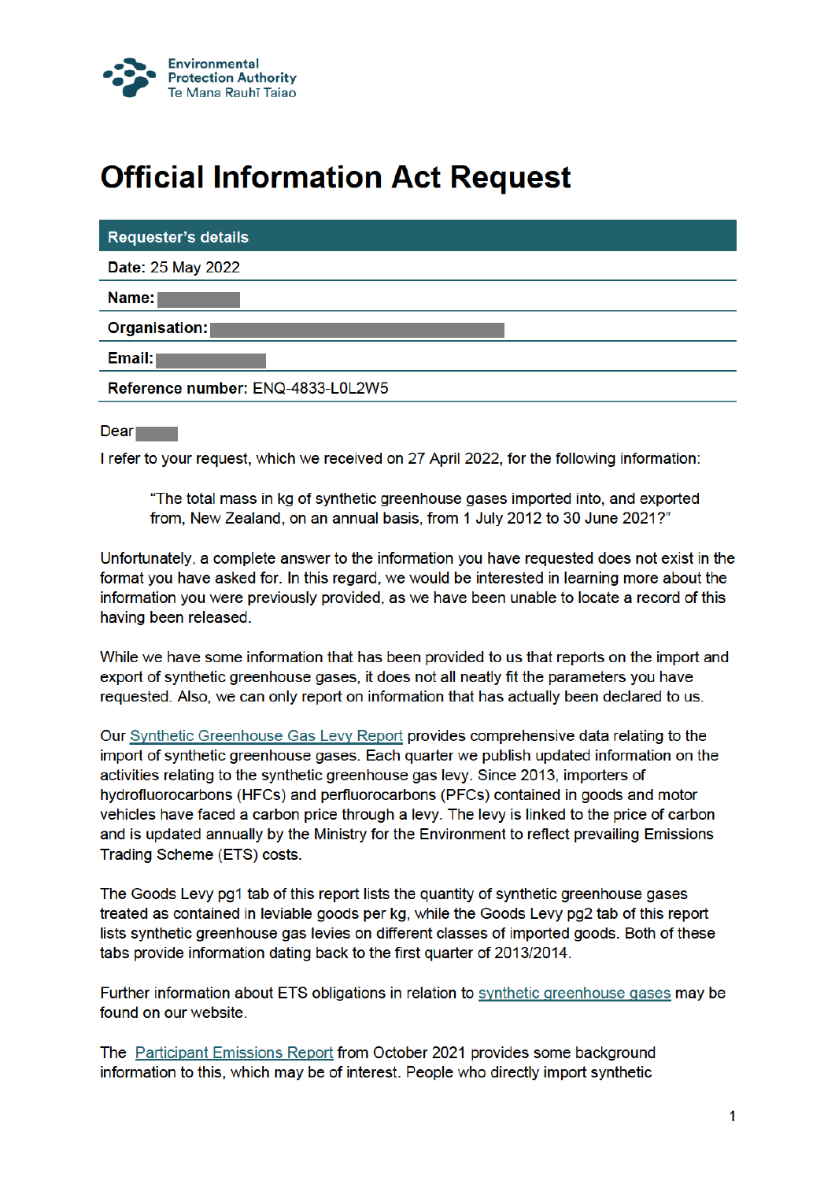Environmental Protection Authority
Te Mana Rauhī Taiao

# Official Information Act Request

| Requester's details |
|---|
| **Date:** 25 May 2022 |
| **Name:** |
| **Organisation:** |
| **Email:** |
| **Reference number:** ENQ-4833-L0L2W5 |

Dear

I refer to your request, which we received on 27 April 2022, for the following information:

> "The total mass in kg of synthetic greenhouse gases imported into, and exported from, New Zealand, on an annual basis, from 1 July 2012 to 30 June 2021?"

Unfortunately, a complete answer to the information you have requested does not exist in the format you have asked for. In this regard, we would be interested in learning more about the information you were previously provided, as we have been unable to locate a record of this having been released.

While we have some information that has been provided to us that reports on the import and export of synthetic greenhouse gases, it does not all neatly fit the parameters you have requested. Also, we can only report on information that has actually been declared to us.

Our Synthetic Greenhouse Gas Levy Report provides comprehensive data relating to the import of synthetic greenhouse gases. Each quarter we publish updated information on the activities relating to the synthetic greenhouse gas levy. Since 2013, importers of hydrofluorocarbons (HFCs) and perfluorocarbons (PFCs) contained in goods and motor vehicles have faced a carbon price through a levy. The levy is linked to the price of carbon and is updated annually by the Ministry for the Environment to reflect prevailing Emissions Trading Scheme (ETS) costs.

The Goods Levy pg1 tab of this report lists the quantity of synthetic greenhouse gases treated as contained in leviable goods per kg, while the Goods Levy pg2 tab of this report lists synthetic greenhouse gas levies on different classes of imported goods. Both of these tabs provide information dating back to the first quarter of 2013/2014.

Further information about ETS obligations in relation to synthetic greenhouse gases may be found on our website.

The Participant Emissions Report from October 2021 provides some background information to this, which may be of interest. People who directly import synthetic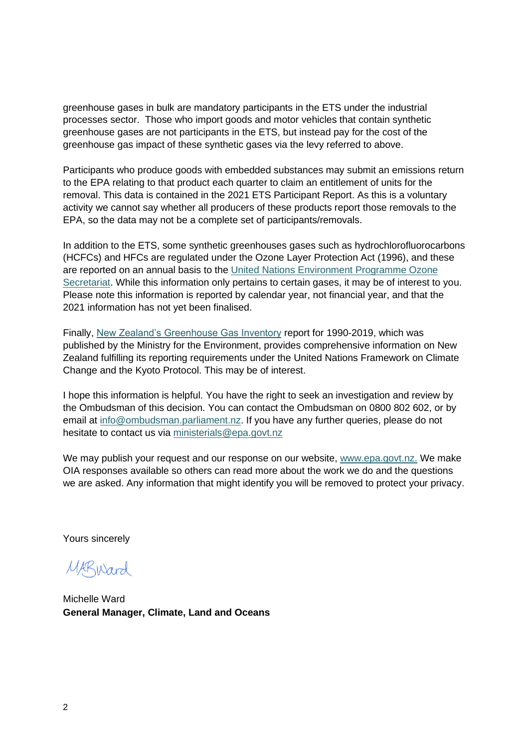greenhouse gases in bulk are mandatory participants in the ETS under the industrial processes sector. Those who import goods and motor vehicles that contain synthetic greenhouse gases are not participants in the ETS, but instead pay for the cost of the greenhouse gas impact of these synthetic gases via the levy referred to above.

Participants who produce goods with embedded substances may submit an emissions return to the EPA relating to that product each quarter to claim an entitlement of units for the removal. This data is contained in the 2021 ETS Participant Report. As this is a voluntary activity we cannot say whether all producers of these products report those removals to the EPA, so the data may not be a complete set of participants/removals.

In addition to the ETS, some synthetic greenhouses gases such as hydrochlorofluorocarbons (HCFCs) and HFCs are regulated under the Ozone Layer Protection Act (1996), and these are reported on an annual basis to the [United Nations Environment Programme Ozone Secretariat](). While this information only pertains to certain gases, it may be of interest to you. Please note this information is reported by calendar year, not financial year, and that the 2021 information has not yet been finalised.

Finally, [New Zealand's Greenhouse Gas Inventory]() report for 1990-2019, which was published by the Ministry for the Environment, provides comprehensive information on New Zealand fulfilling its reporting requirements under the United Nations Framework on Climate Change and the Kyoto Protocol. This may be of interest.

I hope this information is helpful. You have the right to seek an investigation and review by the Ombudsman of this decision. You can contact the Ombudsman on 0800 802 602, or by email at info@ombudsman.parliament.nz. If you have any further queries, please do not hesitate to contact us via ministerials@epa.govt.nz

We may publish your request and our response on our website, www.epa.govt.nz. We make OIA responses available so others can read more about the work we do and the questions we are asked. Any information that might identify you will be removed to protect your privacy.

Yours sincerely

MABWard

Michelle Ward
**General Manager, Climate, Land and Oceans**